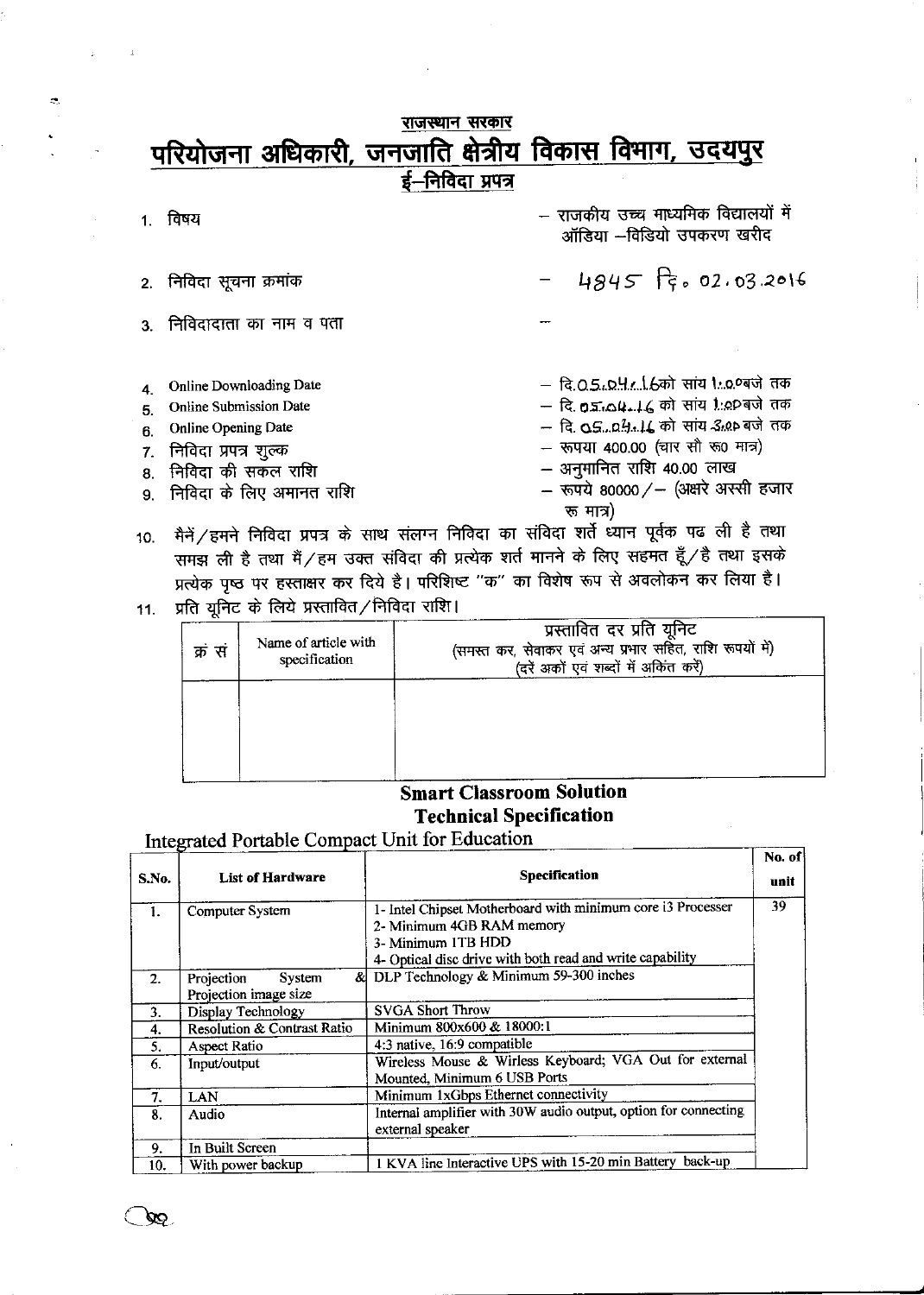राजस्थान सरकार

# परियोजना अधिकारी, जनजाति क्षेत्रीय विकास विभाग, उदयपुर

## ई–निविदा प्रपत्र

1. विषय – राजकीय उच्च माध्यमिक विद्यालयों में ऑडिया –विडियो उपकरण खरीद
2. निविदा सूचना क्रमांक – 4845 दि॰ 02.03.2016
3. निविदादाता का नाम व पता –
4. Online Downloading Date – दि.05.04.16को सांय 1:00बजे तक
5. Online Submission Date – दि. 05.04.16 को सांय 1:00बजे तक
6. Online Opening Date – दि. 05.04.16 को सांय 3:00 बजे तक
7. निविदा प्रपत्र शुल्क – रूपया 400.00 (चार सौ रू0 मात्र)
8. निविदा की सकल राशि – अनुमानित राशि 40.00 लाख
9. निविदा के लिए अमानत राशि – रूपये 80000/– (अक्षरे अस्सी हजार रू मात्र)
10. मैनें/हमने निविदा प्रपत्र के साथ संलग्न निविदा का संविदा शर्ते ध्यान पूर्वक पढ ली है तथा समझ ली है तथा मैं/हम उक्त संविदा की प्रत्येक शर्त मानने के लिए सहमत हूँ/है तथा इसके प्रत्येक पृष्ठ पर हस्ताक्षर कर दिये है। परिशिष्ट "क" का विशेष रूप से अवलोकन कर लिया है।
11. प्रति यूनिट के लिये प्रस्तावित/निविदा राशि।

| क्रं सं | Name of article with specification | प्रस्तावित दर प्रति यूनिट (समस्त कर, सेवाकर एवं अन्य प्रभार सहित, राशि रूपयों में) (दरें अकों एवं शब्दों में अंकित करें) |
|---|---|---|
| | | |

## Smart Classroom Solution
## Technical Specification

### Integrated Portable Compact Unit for Education

| S.No. | List of Hardware | Specification | No. of unit |
|---|---|---|---|
| 1. | Computer System | 1- Intel Chipset Motherboard with minimum core i3 Processer<br>2- Minimum 4GB RAM memory<br>3- Minimum 1TB HDD<br>4- Optical disc drive with both read and write capability | 39 |
| 2. | Projection System & Projection image size | DLP Technology & Minimum 59-300 inches | |
| 3. | Display Technology | SVGA Short Throw | |
| 4. | Resolution & Contrast Ratio | Minimum 800x600 & 18000:1 | |
| 5. | Aspect Ratio | 4:3 native, 16:9 compatible | |
| 6. | Input/output | Wireless Mouse & Wirless Keyboard; VGA Out for external Mounted, Minimum 6 USB Ports | |
| 7. | LAN | Minimum 1xGbps Ethernet connectivity | |
| 8. | Audio | Internal amplifier with 30W audio output, option for connecting external speaker | |
| 9. | In Built Screen | | |
| 10. | With power backup | 1 KVA line Interactive UPS with 15-20 min Battery back-up | |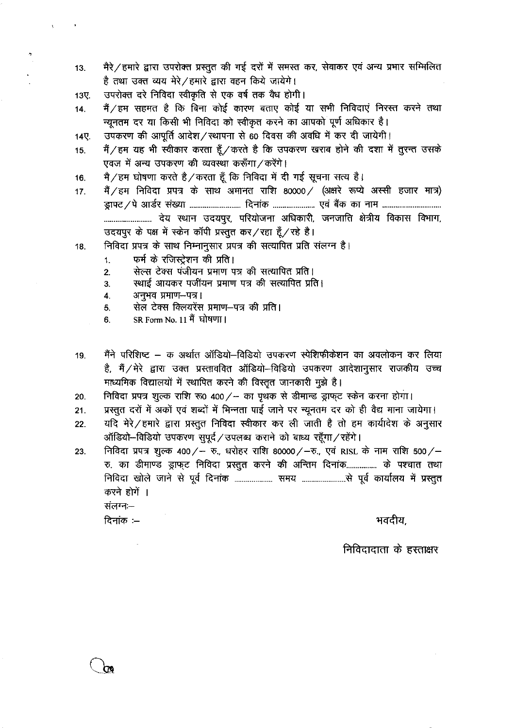13. मैरे/हमारे द्वारा उपरोक्त प्रस्तुत की गई दरों में समस्त कर, सेवाकर एवं अन्य प्रभार सम्मिलित है तथा उक्त व्यय मेरे/हमारे द्वारा वहन किये जायेगे।

13ए. उपरोक्त दरे निविदा स्वीकृति से एक वर्ष तक वैध होगी।

14. मैं/हम सहमत है कि बिना कोई कारण बताए कोई या सभी निविदाएं निरस्त करने तथा न्यूनतम दर या किसी भी निविदा को स्वीकृत करने का आपको पूर्ण अधिकार है।

14ए. उपकरण की आपूर्ति आदेश/स्थापना से 60 दिवस की अवधि में कर दी जायेगी।

15. मैं/हम यह भी स्वीकार करता हूँ/करते है कि उपकरण खराब होने की दशा में तुरन्त उसके एवज में अन्य उपकरण की व्यवस्था करूँगा/करेंगे।

16. मै/हम घोषणा करते है/करता हूँ कि निविदा में दी गई सूचना सत्य है।

17. मैं/हम निविदा प्रपत्र के साथ अमानत राशि 80000/ (अक्षरे रूप्ये अस्सी हजार मात्र) ड्राफ्ट/पे आर्डर संख्या .......................... दिनांक ..................... एवं बैंक का नाम .............................. ......................... देय स्थान उदयपुर, परियोजना अधिकारी, जनजाति क्षेत्रीय विकास विभाग, उदयपुर के पक्ष में स्केन कॉपी प्रस्तुत कर/रहा हूँ/रहे है।

18. निविदा प्रपत्र के साथ निम्नानुसार प्रपत्र की सत्यापित प्रति संलग्न है।
    1. फर्म के रजिस्ट्रेशन की प्रति।
    2. सेल्स टेक्स पंजीयन प्रमाण पत्र की सत्यापित प्रति।
    3. स्थाई आयकर पर्जीयन प्रमाण पत्र की सत्यापित प्रति।
    4. अनुभव प्रमाण–पत्र।
    5. सेल टेक्स क्लियरेंस प्रमाण–पत्र की प्रति।
    6. SR Form No. 11 मैं घोषणा।

19. मैंने परिशिष्ट – क अर्थात ऑडियो–विडियो उपकरण स्पेशिफीकेशन का अवलोकन कर लिया है, मैं/मेरे द्वारा उक्त प्रस्तावित ऑडियो–विडियो उपकरण आदेशानुसार राजकीय उच्च माध्यमिक विद्यालयों में स्थापित करने की विस्तृत जानकारी मुझे है।

20. निविदा प्रपत्र शुल्क राशि रू0 400/– का पृथक से डीमान्ड ड्राफ्ट स्केन करना होगा।

21. प्रस्तुत दरों में अकों एवं शब्दों में भिन्नता पाई जाने पर न्यूनतम दर को ही वैद्य माना जायेगा।

22. यदि मेरे/हमारे द्वारा प्रस्तुत निविदा स्वीकार कर ली जाती है तो हम कार्यादेश के अनुसार ऑडियो–विडियो उपकरण सुपूर्द/उपलब्ध कराने को बाध्य रहूँगा/रहेंगे।

23. निविदा प्रपत्र शुल्क 400/– रु., धरोहर राशि 80000/–रु., एवं RISL के नाम राशि 500/– रु. का डीमाण्ड ड्राफ्ट निविदा प्रस्तुत करने की अन्तिम दिनांक................ के पश्चात तथा निविदा खोले जाने से पूर्व दिनांक .................... समय .......................से पूर्व कार्यालय में प्रस्तुत करने होगें ।

संलग्नः–

दिनांक :–

भवदीय,

निविदादाता के हस्ताक्षर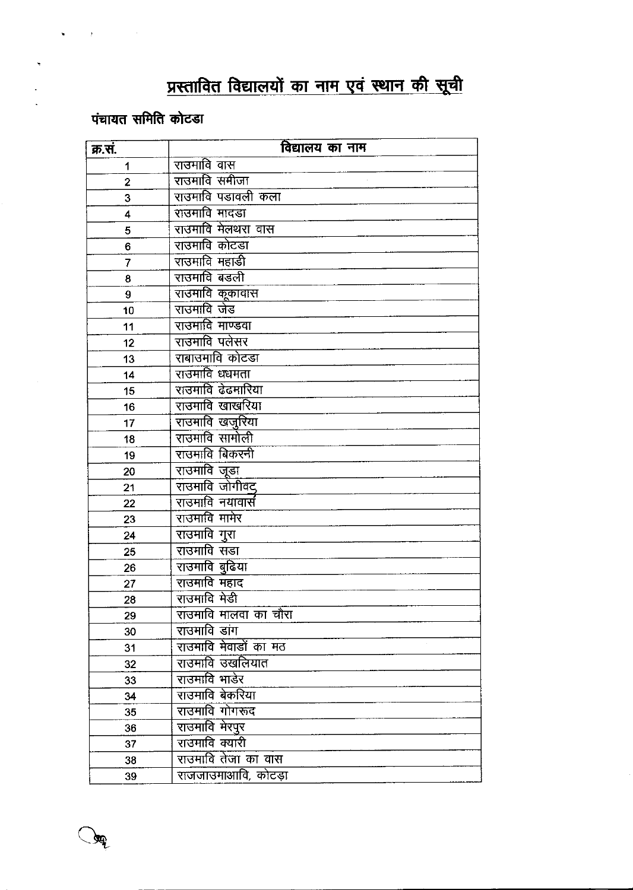# प्रस्तावित विद्यालयों का नाम एवं स्थान की सूची

**पंचायत समिति कोटडा**

| क्र.सं. | विद्यालय का नाम |
|---|---|
| 1 | राउमावि वास |
| 2 | राउमावि समीजा |
| 3 | राउमावि पडावली कला |
| 4 | राउमावि मादडा |
| 5 | राउमावि मेलथरा वास |
| 6 | राउमावि कोटडा |
| 7 | राउमावि महाडी |
| 8 | राउमावि बडली |
| 9 | राउमावि कूकावास |
| 10 | राउमावि जेड |
| 11 | राउमावि माण्डवा |
| 12 | राउमावि पलेसर |
| 13 | राबाउमावि कोटडा |
| 14 | राउमावि धधमता |
| 15 | राउमावि ढेढमारिया |
| 16 | राउमावि खाखरिया |
| 17 | राउमावि खजुरिया |
| 18 | राउमावि सामोली |
| 19 | राउमावि बिकरनी |
| 20 | राउमावि जूडा |
| 21 | राउमावि जोगीवट |
| 22 | राउमावि नयावास |
| 23 | राउमावि मामेर |
| 24 | राउमावि गुरा |
| 25 | राउमावि सडा |
| 26 | राउमावि बुढिया |
| 27 | राउमावि महाद |
| 28 | राउमावि मेडी |
| 29 | राउमावि मालवा का चौरा |
| 30 | राउमावि डांग |
| 31 | राउमावि मेवाडों का मठ |
| 32 | राउमावि उखलियात |
| 33 | राउमावि भाडेर |
| 34 | राउमावि बेकरिया |
| 35 | राउमावि गोगरूद |
| 36 | राउमावि मेरपुर |
| 37 | राउमावि क्यारी |
| 38 | राउमावि तेजा का वास |
| 39 | राजजाउमाआवि, कोटड़ा |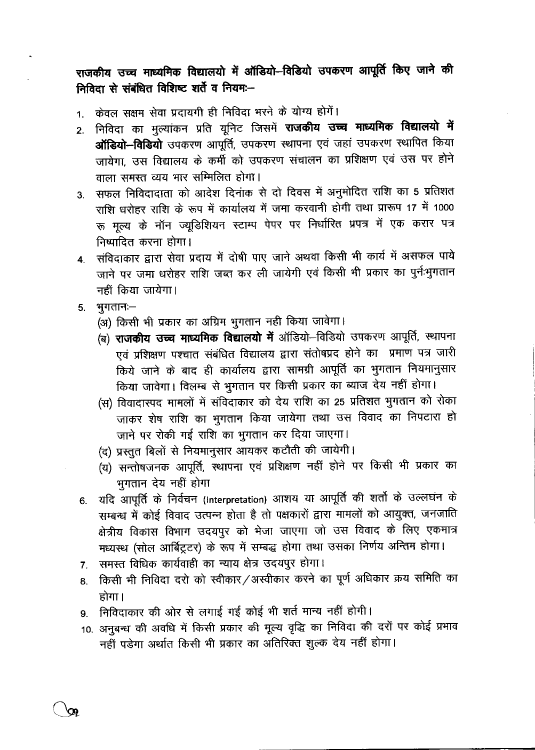**राजकीय उच्च माध्यमिक विद्यालयो में ऑडियो–विडियो उपकरण आपूर्ति किए जाने की निविदा से संबंधित विशिष्ट शर्ते व नियमः–**

1. केवल सक्षम सेवा प्रदायगी ही निविदा भरने के योग्य होगें।
2. निविदा का मुल्यांकन प्रति यूनिट जिसमें **राजकीय उच्च माध्यमिक विद्यालयो में ऑडियो–विडियो** उपकरण आपूर्ति, उपकरण स्थापना एवं जहां उपकरण स्थापित किया जायेगा, उस विद्यालय के कर्मी को उपकरण संचालन का प्रशिक्षण एवं उस पर होने वाला समस्त व्यय भार सम्मिलित होगा।
3. सफल निविदादाता को आदेश दिनांक से दो दिवस में अनुमोदित राशि का 5 प्रतिशत राशि धरोहर राशि के रूप में कार्यालय में जमा करवानी होगी तथा प्रारूप 17 में 1000 रू मूल्य के नॉन ज्यूडिशियन स्टाम्प पेपर पर निर्धारित प्रपत्र में एक करार पत्र निष्पादित करना होगा।
4. संविदाकार द्वारा सेवा प्रदाय में दोषी पाए जाने अथवा किसी भी कार्य में असफल पाये जाने पर जमा धरोहर राशि जब्त कर ली जायेगी एवं किसी भी प्रकार का पुर्नःभुगतान नहीं किया जायेगा।
5. भुगतानः–
   (अ) किसी भी प्रकार का अग्रिम भुगतान नही किया जावेगा।
   (ब) **राजकीय उच्च माध्यमिक विद्यालयो में** ऑडियो–विडियो उपकरण आपूर्ति, स्थापना एवं प्रशिक्षण पश्चात संबंधित विद्यालय द्वारा संतोषप्रद होने का प्रमाण पत्र जारी किये जाने के बाद ही कार्यालय द्वारा सामग्री आपूर्ति का भुगतान नियमानुसार किया जावेगा। विलम्ब से भुगतान पर किसी प्रकार का ब्याज देय नहीं होगा।
   (स) विवादास्पद मामलों में संविदाकार को देय राशि का 25 प्रतिशत भुगतान को रोका जाकर शेष राशि का भुगतान किया जायेगा तथा उस विवाद का निपटारा हो जाने पर रोकी गई राशि का भुगतान कर दिया जाएगा।
   (द) प्रस्तुत बिलों से नियमानुसार आयकर कटौती की जायेगी।
   (य) सन्तोषजनक आपूर्ति, स्थापना एवं प्रशिक्षण नहीं होने पर किसी भी प्रकार का भुगतान देय नहीं होगा
6. यदि आपूर्ति के निर्वचन (Interpretation) आशय या आपूर्ति की शर्तो के उल्लघंन के सम्बन्ध में कोई विवाद उत्पन्न होता है तो पक्षकारों द्वारा मामलों को आयुक्त, जनजाति क्षेत्रीय विकास विभाग उदयपुर को भेजा जाएगा जो उस विवाद के लिए एकमात्र मध्यस्थ (सोल आर्बिट्रटर) के रूप में सम्बद्ध होगा तथा उसका निर्णय अन्तिम होगा।
7. समस्त विधिक कार्यवाही का न्याय क्षेत्र उदयपुर होगा।
8. किसी भी निविदा दरो को स्वीकार/अस्वीकार करने का पूर्ण अधिकार क्रय समिति का होगा।
9. निविदाकार की ओर से लगाई गई कोई भी शर्त मान्य नहीं होगी।
10. अनुबन्ध की अवधि में किसी प्रकार की मूल्य वृद्धि का निविदा की दरों पर कोई प्रभाव नहीं पडेगा अर्थात किसी भी प्रकार का अतिरिक्त शुल्क देय नहीं होगा।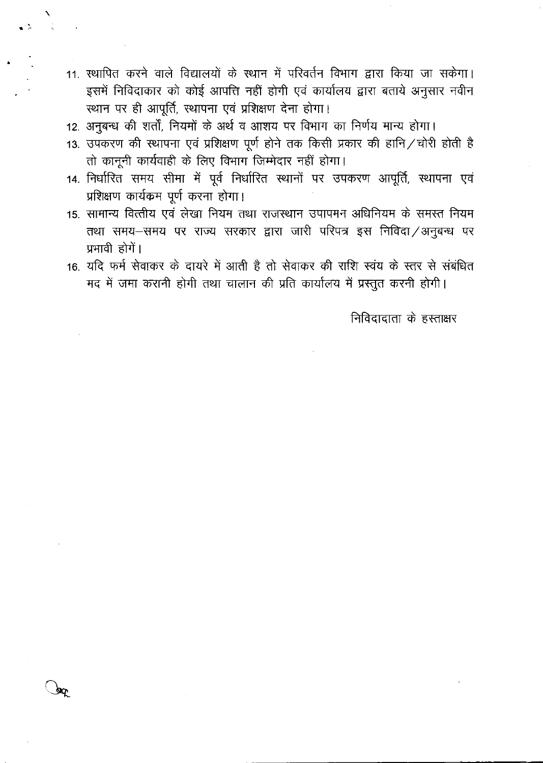11. स्थापित करने वाले विद्यालयों के स्थान में परिवर्तन विभाग द्वारा किया जा सकेगा। इसमें निविदाकार को कोई आपत्ति नहीं होगी एवं कार्यालय द्वारा बताये अनुसार नवीन स्थान पर ही आपूर्ति, स्थापना एवं प्रशिक्षण देना होगा।
12. अनुबन्ध की शर्तों, नियमों के अर्थ व आशय पर विभाग का निर्णय मान्य होगा।
13. उपकरण की स्थापना एवं प्रशिक्षण पूर्ण होने तक किसी प्रकार की हानि/चोरी होती है तो कानूनी कार्यवाही के लिए विभाग जिम्मेदार नहीं होगा।
14. निर्धारित समय सीमा में पूर्व निर्धारित स्थानों पर उपकरण आपूर्ति, स्थापना एवं प्रशिक्षण कार्यक्रम पूर्ण करना होगा।
15. सामान्य वित्तीय एवं लेखा नियम तथा राजस्थान उपापमन अधिनियम के समस्त नियम तथा समय–समय पर राज्य सरकार द्वारा जारी परिपत्र इस निविदा/अनुबन्ध पर प्रभावी होगें।
16. यदि फर्म सेवाकर के दायरे में आती है तो सेवाकर की राशि स्वंय के स्तर से संबंधित मद में जमा करानी होगी तथा चालान की प्रति कार्यालय में प्रस्तुत करनी होगी।

निविदादाता के हस्ताक्षर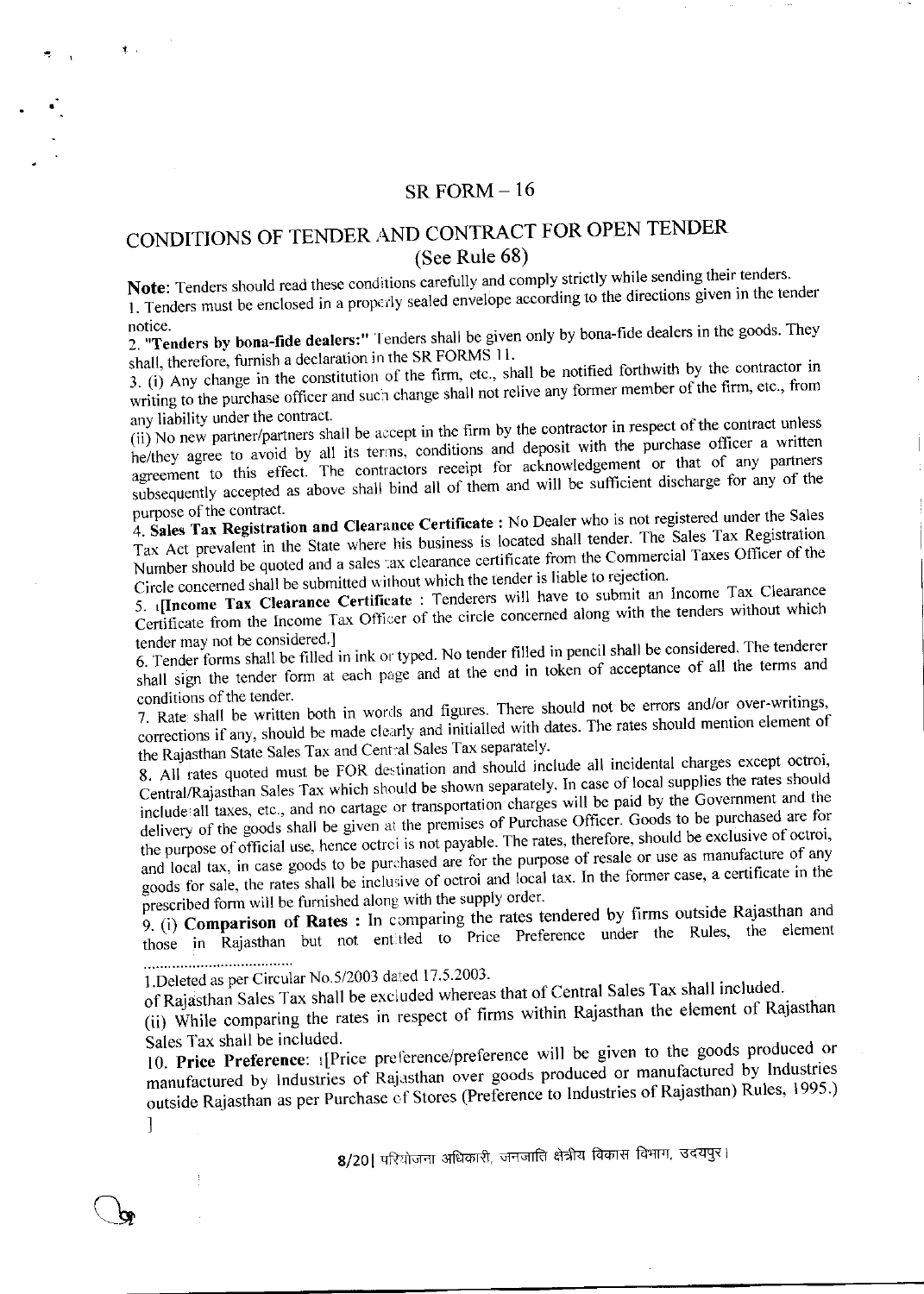# SR FORM – 16

## CONDITIONS OF TENDER AND CONTRACT FOR OPEN TENDER
(See Rule 68)

**Note:** Tenders should read these conditions carefully and comply strictly while sending their tenders.

1. Tenders must be enclosed in a properly sealed envelope according to the directions given in the tender notice.

2. **"Tenders by bona-fide dealers:"** Tenders shall be given only by bona-fide dealers in the goods. They shall, therefore, furnish a declaration in the SR FORMS 11.

3. (i) Any change in the constitution of the firm, etc., shall be notified forthwith by the contractor in writing to the purchase officer and such change shall not relive any former member of the firm, etc., from any liability under the contract.

(ii) No new partner/partners shall be accept in the firm by the contractor in respect of the contract unless he/they agree to avoid by all its terms, conditions and deposit with the purchase officer a written agreement to this effect. The contractors receipt for acknowledgement or that of any partners subsequently accepted as above shall bind all of them and will be sufficient discharge for any of the purpose of the contract.

4. **Sales Tax Registration and Clearance Certificate :** No Dealer who is not registered under the Sales Tax Act prevalent in the State where his business is located shall tender. The Sales Tax Registration Number should be quoted and a sales tax clearance certificate from the Commercial Taxes Officer of the Circle concerned shall be submitted without which the tender is liable to rejection.

5. 1[**Income Tax Clearance Certificate** : Tenderers will have to submit an Income Tax Clearance Certificate from the Income Tax Officer of the circle concerned along with the tenders without which tender may not be considered.]

6. Tender forms shall be filled in ink or typed. No tender filled in pencil shall be considered. The tenderer shall sign the tender form at each page and at the end in token of acceptance of all the terms and conditions of the tender.

7. Rate shall be written both in words and figures. There should not be errors and/or over-writings, corrections if any, should be made clearly and initialled with dates. The rates should mention element of the Rajasthan State Sales Tax and Central Sales Tax separately.

8. All rates quoted must be FOR destination and should include all incidental charges except octroi, Central/Rajasthan Sales Tax which should be shown separately. In case of local supplies the rates should include all taxes, etc., and no cartage or transportation charges will be paid by the Government and the delivery of the goods shall be given at the premises of Purchase Officer. Goods to be purchased are for the purpose of official use, hence octroi is not payable. The rates, therefore, should be exclusive of octroi, and local tax, in case goods to be purchased are for the purpose of resale or use as manufacture of any goods for sale, the rates shall be inclusive of octroi and local tax. In the former case, a certificate in the prescribed form will be furnished along with the supply order.

9. (i) **Comparison of Rates :** In comparing the rates tendered by firms outside Rajasthan and those in Rajasthan but not entitled to Price Preference under the Rules, the element of Rajasthan Sales Tax shall be excluded whereas that of Central Sales Tax shall included.

(ii) While comparing the rates in respect of firms within Rajasthan the element of Rajasthan Sales Tax shall be included.

10. **Price Preference**: 1[Price preference/preference will be given to the goods produced or manufactured by Industries of Rajasthan over goods produced or manufactured by Industries outside Rajasthan as per Purchase of Stores (Preference to Industries of Rajasthan) Rules, 1995.)
]

---

1.Deleted as per Circular No.5/2003 dated 17.5.2003.

8/20| परियोजना अधिकारी, जनजाति क्षेत्रीय विकास विभाग, उदयपुर।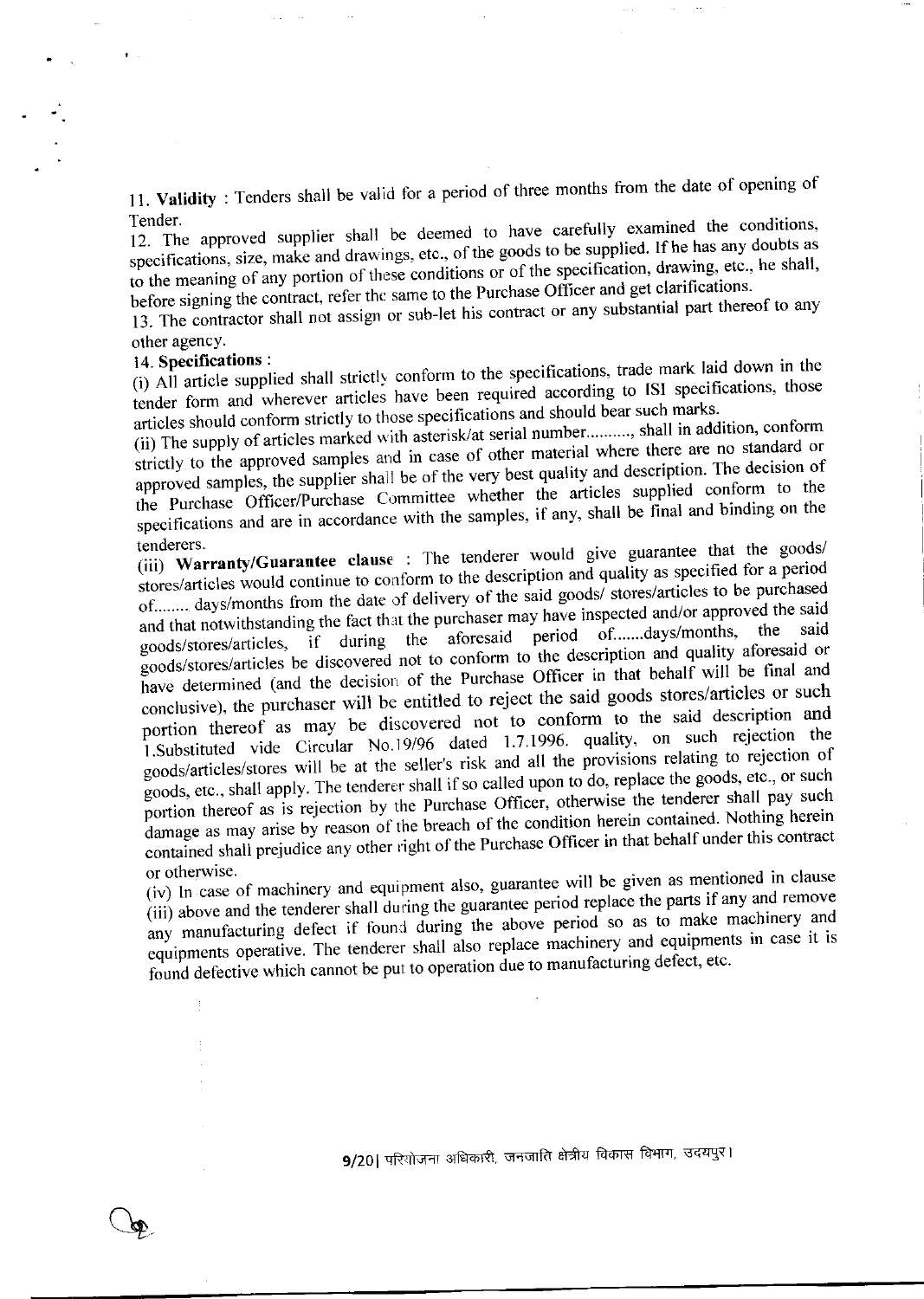11. **Validity** : Tenders shall be valid for a period of three months from the date of opening of Tender.

12. The approved supplier shall be deemed to have carefully examined the conditions, specifications, size, make and drawings, etc., of the goods to be supplied. If he has any doubts as to the meaning of any portion of these conditions or of the specification, drawing, etc., he shall, before signing the contract, refer the same to the Purchase Officer and get clarifications.

13. The contractor shall not assign or sub-let his contract or any substantial part thereof to any other agency.

14. **Specifications** :

(i) All article supplied shall strictly conform to the specifications, trade mark laid down in the tender form and wherever articles have been required according to ISI specifications, those articles should conform strictly to those specifications and should bear such marks.

(ii) The supply of articles marked with asterisk/at serial number.........., shall in addition, conform strictly to the approved samples and in case of other material where there are no standard or approved samples, the supplier shall be of the very best quality and description. The decision of the Purchase Officer/Purchase Committee whether the articles supplied conform to the specifications and are in accordance with the samples, if any, shall be final and binding on the tenderers.

(iii) **Warranty/Guarantee clause** : The tenderer would give guarantee that the goods/ stores/articles would continue to conform to the description and quality as specified for a period of........ days/months from the date of delivery of the said goods/ stores/articles to be purchased and that notwithstanding the fact that the purchaser may have inspected and/or approved the said goods/stores/articles, if during the aforesaid period of.......days/months, the said goods/stores/articles be discovered not to conform to the description and quality aforesaid or have determined (and the decision of the Purchase Officer in that behalf will be final and conclusive), the purchaser will be entitled to reject the said goods stores/articles or such portion thereof as may be discovered not to conform to the said description and 1.Substituted vide Circular No.19/96 dated 1.7.1996. quality, on such rejection the goods/articles/stores will be at the seller's risk and all the provisions relating to rejection of goods, etc., shall apply. The tenderer shall if so called upon to do, replace the goods, etc., or such portion thereof as is rejection by the Purchase Officer, otherwise the tenderer shall pay such damage as may arise by reason of the breach of the condition herein contained. Nothing herein contained shall prejudice any other right of the Purchase Officer in that behalf under this contract or otherwise.

(iv) In case of machinery and equipment also, guarantee will be given as mentioned in clause (iii) above and the tenderer shall during the guarantee period replace the parts if any and remove any manufacturing defect if found during the above period so as to make machinery and equipments operative. The tenderer shall also replace machinery and equipments in case it is found defective which cannot be put to operation due to manufacturing defect, etc.

परियोजना अधिकारी, जनजाति क्षेत्रीय विकास विभाग, उदयपुर।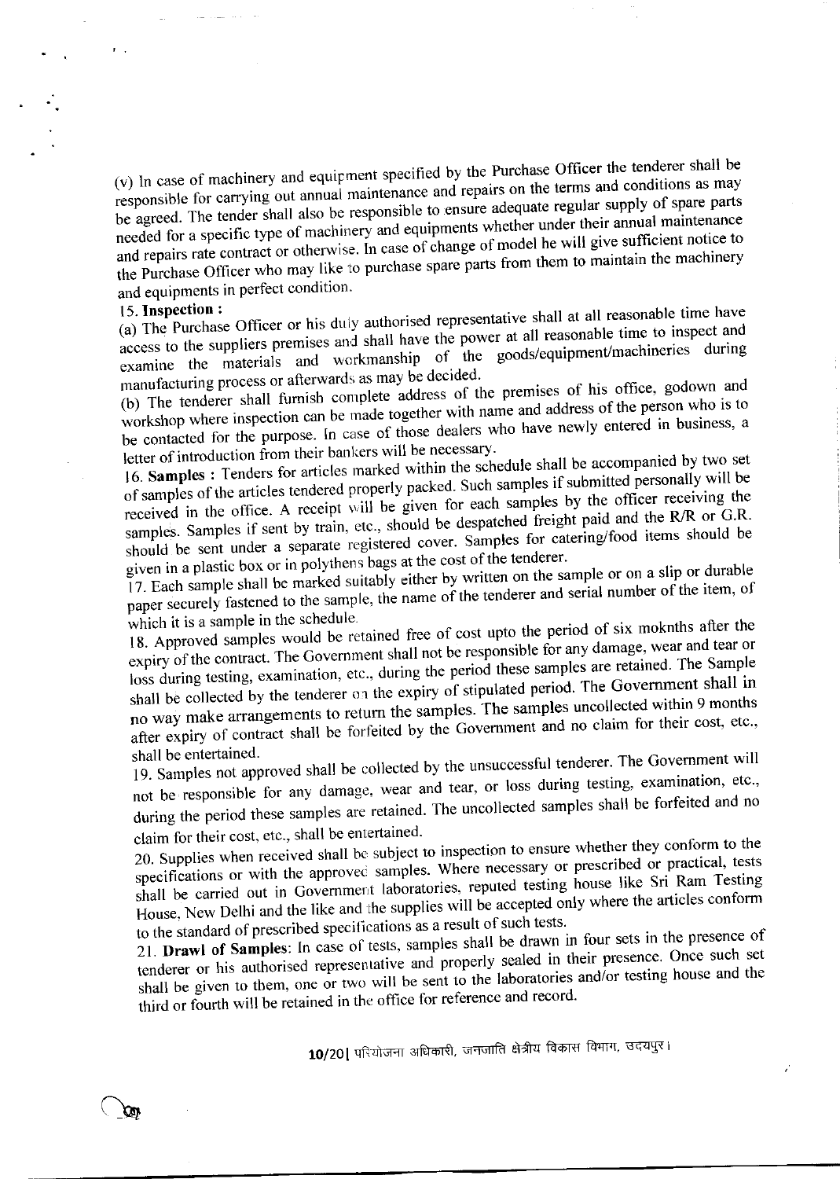(v) In case of machinery and equipment specified by the Purchase Officer the tenderer shall be responsible for carrying out annual maintenance and repairs on the terms and conditions as may be agreed. The tender shall also be responsible to ensure adequate regular supply of spare parts needed for a specific type of machinery and equipments whether under their annual maintenance and repairs rate contract or otherwise. In case of change of model he will give sufficient notice to the Purchase Officer who may like to purchase spare parts from them to maintain the machinery and equipments in perfect condition.

**15. Inspection :**

(a) The Purchase Officer or his duly authorised representative shall at all reasonable time have access to the suppliers premises and shall have the power at all reasonable time to inspect and examine the materials and workmanship of the goods/equipment/machineries during manufacturing process or afterwards as may be decided.

(b) The tenderer shall furnish complete address of the premises of his office, godown and workshop where inspection can be made together with name and address of the person who is to be contacted for the purpose. In case of those dealers who have newly entered in business, a letter of introduction from their bankers will be necessary.

16. **Samples :** Tenders for articles marked within the schedule shall be accompanied by two set of samples of the articles tendered properly packed. Such samples if submitted personally will be received in the office. A receipt will be given for each samples by the officer receiving the samples. Samples if sent by train, etc., should be despatched freight paid and the R/R or G.R. should be sent under a separate registered cover. Samples for catering/food items should be given in a plastic box or in polythens bags at the cost of the tenderer.

17. Each sample shall be marked suitably either by written on the sample or on a slip or durable paper securely fastened to the sample, the name of the tenderer and serial number of the item, of which it is a sample in the schedule.

18. Approved samples would be retained free of cost upto the period of six moknths after the expiry of the contract. The Government shall not be responsible for any damage, wear and tear or loss during testing, examination, etc., during the period these samples are retained. The Sample shall be collected by the tenderer on the expiry of stipulated period. The Government shall in no way make arrangements to return the samples. The samples uncollected within 9 months after expiry of contract shall be forfeited by the Government and no claim for their cost, etc., shall be entertained.

19. Samples not approved shall be collected by the unsuccessful tenderer. The Government will not be responsible for any damage, wear and tear, or loss during testing, examination, etc., during the period these samples are retained. The uncollected samples shall be forfeited and no claim for their cost, etc., shall be entertained.

20. Supplies when received shall be subject to inspection to ensure whether they conform to the specifications or with the approved samples. Where necessary or prescribed or practical, tests shall be carried out in Government laboratories, reputed testing house like Sri Ram Testing House, New Delhi and the like and the supplies will be accepted only where the articles conform to the standard of prescribed specifications as a result of such tests.

21. **Drawl of Samples:** In case of tests, samples shall be drawn in four sets in the presence of tenderer or his authorised representative and properly sealed in their presence. Once such set shall be given to them, one or two will be sent to the laboratories and/or testing house and the third or fourth will be retained in the office for reference and record.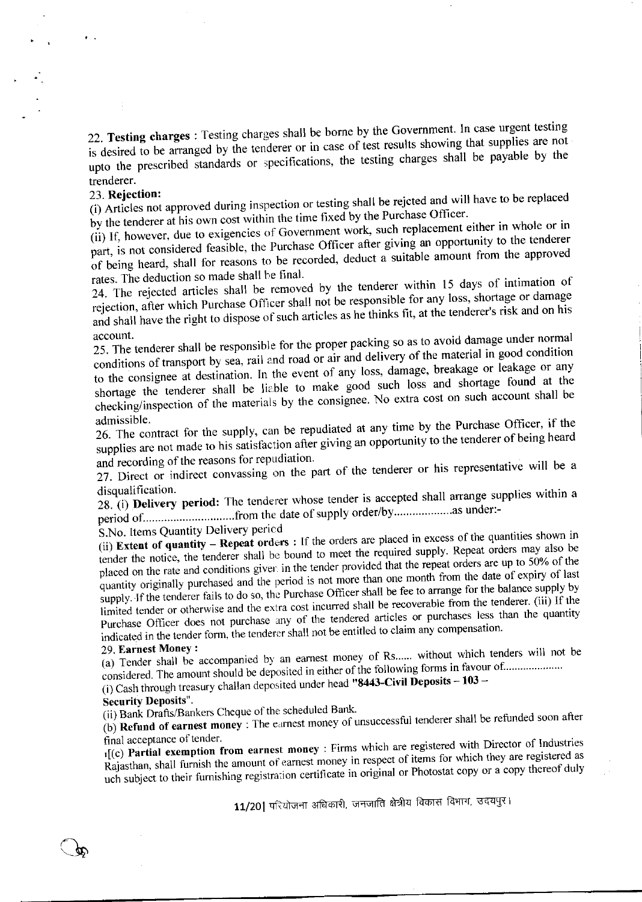22. **Testing charges** : Testing charges shall be borne by the Government. In case urgent testing is desired to be arranged by the tenderer or in case of test results showing that supplies are not upto the prescribed standards or specifications, the testing charges shall be payable by the trenderer.

23. **Rejection:**

(i) Articles not approved during inspection or testing shall be rejcted and will have to be replaced by the tenderer at his own cost within the time fixed by the Purchase Officer.

(ii) If, however, due to exigencies of Government work, such replacement either in whole or in part, is not considered feasible, the Purchase Officer after giving an opportunity to the tenderer of being heard, shall for reasons to be recorded, deduct a suitable amount from the approved rates. The deduction so made shall be final.

24. The rejected articles shall be removed by the tenderer within 15 days of intimation of rejection, after which Purchase Officer shall not be responsible for any loss, shortage or damage and shall have the right to dispose of such articles as he thinks fit, at the tenderer's risk and on his account.

25. The tenderer shall be responsible for the proper packing so as to avoid damage under normal conditions of transport by sea, rail and road or air and delivery of the material in good condition to the consignee at destination. In the event of any loss, damage, breakage or leakage or any shortage the tenderer shall be liable to make good such loss and shortage found at the checking/inspection of the materials by the consignee. No extra cost on such account shall be admissible.

26. The contract for the supply, can be repudiated at any time by the Purchase Officer, if the supplies are not made to his satisfaction after giving an opportunity to the tenderer of being heard and recording of the reasons for repudiation.

27. Direct or indirect convassing on the part of the tenderer or his representative will be a disqualification.

28. (i) **Delivery period:** The tenderer whose tender is accepted shall arrange supplies within a period of..............................from the date of supply order/by...................as under:-

S.No. Items Quantity Delivery period

(ii) **Extent of quantity – Repeat orders** : If the orders are placed in excess of the quantities shown in tender the notice, the tenderer shall be bound to meet the required supply. Repeat orders may also be placed on the rate and conditions given in the tender provided that the repeat orders are up to 50% of the quantity originally purchased and the period is not more than one month from the date of expiry of last supply. If the tenderer fails to do so, the Purchase Officer shall be fee to arrange for the balance supply by limited tender or otherwise and the extra cost incurred shall be recoverable from the tenderer. (iii) If the Purchase Officer does not purchase any of the tendered articles or purchases less than the quantity indicated in the tender form, the tenderer shall not be entitled to claim any compensation.

29. **Earnest Money :**

(a) Tender shall be accompanied by an earnest money of Rs...... without which tenders will not be considered. The amount should be deposited in either of the following forms in favour of....................

(i) Cash through treasury challan deposited under head **"8443-Civil Deposits – 103 – Security Deposits"**.

(ii) Bank Drafts/Bankers Cheque of the scheduled Bank.

(b) **Refund of earnest money** : The earnest money of unsuccessful tenderer shall be refunded soon after final acceptance of tender.

1[(c) **Partial exemption from earnest money** : Firms which are registered with Director of Industries Rajasthan, shall furnish the amount of earnest money in respect of items for which they are registered as uch subject to their furnishing registration certificate in original or Photostat copy or a copy thereof duly

11/20| परियोजना अधिकारी, जनजाति क्षेत्रीय विकास विभाग, उदयपुर।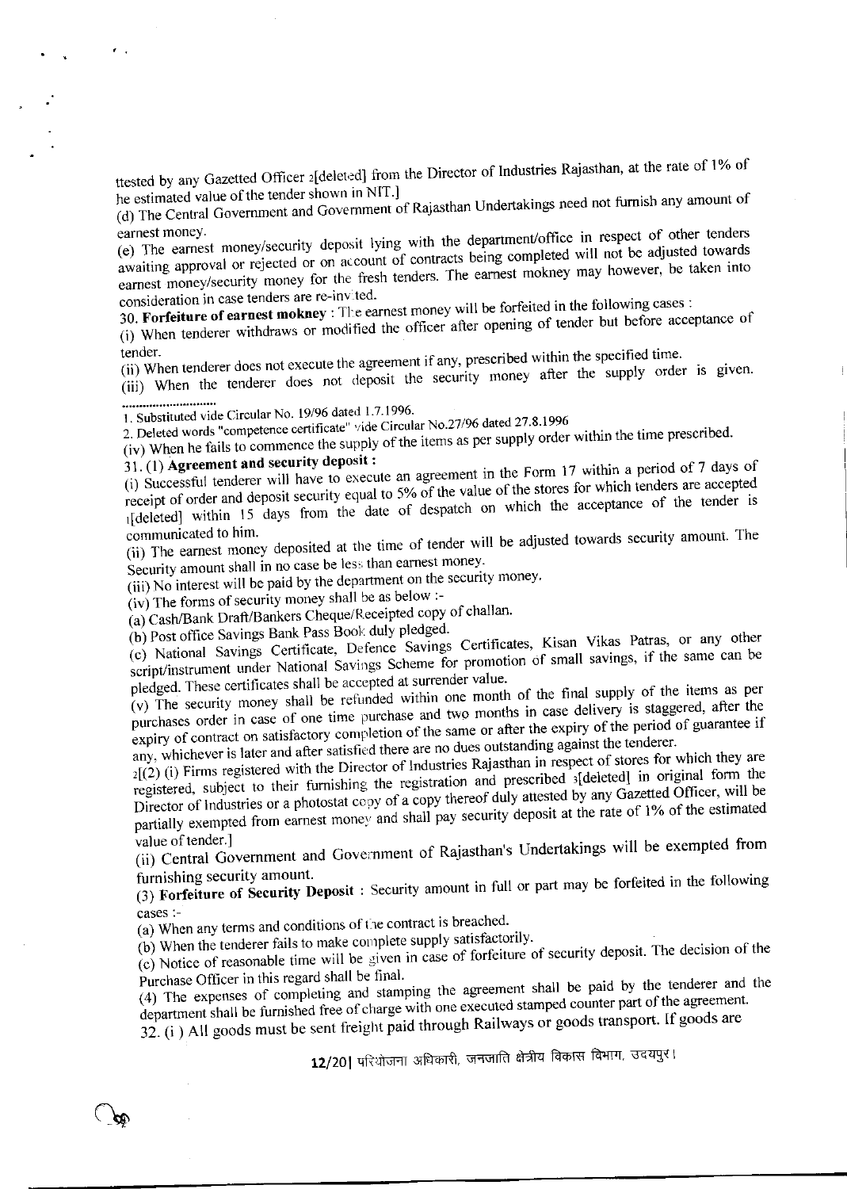ttested by any Gazetted Officer 2[deleted] from the Director of Industries Rajasthan, at the rate of 1% of he estimated value of the tender shown in NIT.]

(d) The Central Government and Government of Rajasthan Undertakings need not furnish any amount of earnest money.

(e) The earnest money/security deposit lying with the department/office in respect of other tenders awaiting approval or rejected or on account of contracts being completed will not be adjusted towards earnest money/security money for the fresh tenders. The earnest mokney may however, be taken into consideration in case tenders are re-invited.

30. **Forfeiture of earnest mokney** : The earnest money will be forfeited in the following cases :

(i) When tenderer withdraws or modified the officer after opening of tender but before acceptance of tender.

(ii) When tenderer does not execute the agreement if any, prescribed within the specified time.

(iii) When the tenderer does not deposit the security money after the supply order is given.

..............................

1. Substituted vide Circular No. 19/96 dated 1.7.1996.

2. Deleted words "competence certificate" vide Circular No.27/96 dated 27.8.1996

(iv) When he fails to commence the supply of the items as per supply order within the time prescribed.

31. (1) **Agreement and security deposit :**

(i) Successful tenderer will have to execute an agreement in the Form 17 within a period of 7 days of receipt of order and deposit security equal to 5% of the value of the stores for which tenders are accepted 1[deleted] within 15 days from the date of despatch on which the acceptance of the tender is communicated to him.

(ii) The earnest money deposited at the time of tender will be adjusted towards security amount. The Security amount shall in no case be less than earnest money.

(iii) No interest will be paid by the department on the security money.

(iv) The forms of security money shall be as below :-

(a) Cash/Bank Draft/Bankers Cheque/Receipted copy of challan.

(b) Post office Savings Bank Pass Book duly pledged.

(c) National Savings Certificate, Defence Savings Certificates, Kisan Vikas Patras, or any other script/instrument under National Savings Scheme for promotion of small savings, if the same can be pledged. These certificates shall be accepted at surrender value.

(v) The security money shall be refunded within one month of the final supply of the items as per purchases order in case of one time purchase and two months in case delivery is staggered, after the expiry of contract on satisfactory completion of the same or after the expiry of the period of guarantee if any, whichever is later and after satisfied there are no dues outstanding against the tenderer.

2[(2) (i) Firms registered with the Director of Industries Rajasthan in respect of stores for which they are registered, subject to their furnishing the registration and prescribed 3[deleted] in original form the Director of Industries or a photostat copy of a copy thereof duly attested by any Gazetted Officer, will be partially exempted from earnest money and shall pay security deposit at the rate of 1% of the estimated value of tender.]

(ii) Central Government and Government of Rajasthan's Undertakings will be exempted from furnishing security amount.

(3) **Forfeiture of Security Deposit** : Security amount in full or part may be forfeited in the following cases :-

(a) When any terms and conditions of the contract is breached.

(b) When the tenderer fails to make complete supply satisfactorily.

(c) Notice of reasonable time will be given in case of forfeiture of security deposit. The decision of the Purchase Officer in this regard shall be final.

(4) The expenses of completing and stamping the agreement shall be paid by the tenderer and the department shall be furnished free of charge with one executed stamped counter part of the agreement.

32. (i) All goods must be sent freight paid through Railways or goods transport. If goods are

**12/20|** परियोजना अधिकारी, जनजाति क्षेत्रीय विकास विभाग, उदयपुर।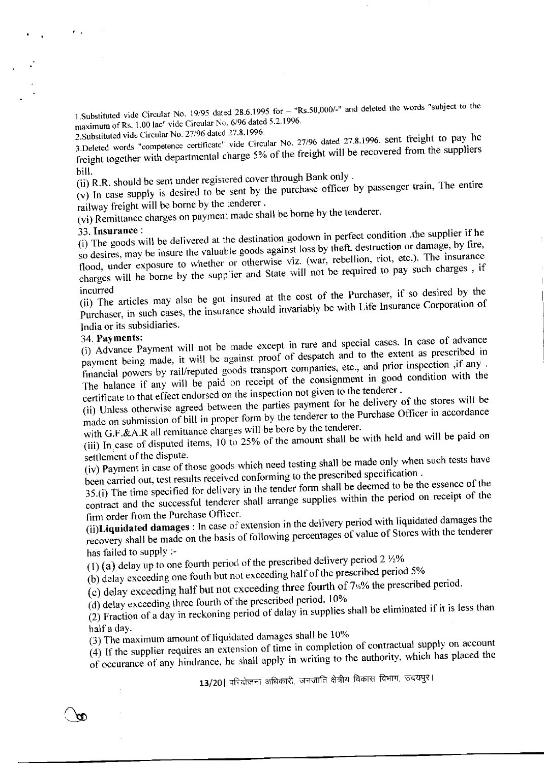1.Substituted vide Circular No. 19/95 dated 28.6.1995 for – "Rs.50,000/-" and deleted the words "subject to the maximum of Rs. 1.00 lac" vide Circular No. 6/96 dated 5.2.1996.

2.Substituted vide Circular No. 27/96 dated 27.8.1996.

3.Deleted words "competence certificate" vide Circular No. 27/96 dated 27.8.1996. sent freight to pay he freight together with departmental charge 5% of the freight will be recovered from the suppliers bill.

(ii) R.R. should be sent under registered cover through Bank only .

(v) In case supply is desired to be sent by the purchase officer by passenger train, The entire railway freight will be borne by the tenderer .

(vi) Remittance charges on payment made shall be borne by the tenderer.

33. **Insurance** :

(i) The goods will be delivered at the destination godown in perfect condition .the supplier if he so desires, may be insure the valuable goods against loss by theft, destruction or damage, by fire, flood, under exposure to whether or otherwise viz. (war, rebellion, riot, etc.). The insurance charges will be borne by the supplier and State will not be required to pay such charges , if incurred

(ii) The articles may also be got insured at the cost of the Purchaser, if so desired by the Purchaser, in such cases, the insurance should invariably be with Life Insurance Corporation of India or its subsidiaries.

34. **Payments:**

(i) Advance Payment will not be made except in rare and special cases. In case of advance payment being made, it will be against proof of despatch and to the extent as prescribed in financial powers by rail/reputed goods transport companies, etc., and prior inspection ,if any . The balance if any will be paid on receipt of the consignment in good condition with the certificate to that effect endorsed on the inspection not given to the tenderer .

(ii) Unless otherwise agreed between the parties payment for he delivery of the stores will be made on submission of bill in proper form by the tenderer to the Purchase Officer in accordance with G.F.&A.R all remittance charges will be bore by the tenderer.

(iii) In case of disputed items, 10 to 25% of the amount shall be with held and will be paid on settlement of the dispute.

(iv) Payment in case of those goods which need testing shall be made only when such tests have been carried out, test results received conforming to the prescribed specification .

35.(i) The time specified for delivery in the tender form shall be deemed to be the essence of the contract and the successful tenderer shall arrange supplies within the period on receipt of the firm order from the Purchase Officer.

(ii)**Liquidated damages** : In case of extension in the delivery period with liquidated damages the recovery shall be made on the basis of following percentages of value of Stores with the tenderer has failed to supply :-

(1) (a) delay up to one fourth period of the prescribed delivery period 2 ½%

(b) delay exceeding one fouth but not exceeding half of the prescribed period 5%

(c) delay exceeding half but not exceeding three fourth of 7½% the prescribed period.

(d) delay exceeding three fourth of the prescribed period. 10%

(2) Fraction of a day in reckoning period of dalay in supplies shall be eliminated if it is less than half a day.

(3) The maximum amount of liquidated damages shall be 10%

(4) If the supplier requires an extension of time in completion of contractual supply on account of occurance of any hindrance, he shall apply in writing to the authority, which has placed the

परियोजना अधिकारी, जनजाति क्षेत्रीय विकास विभाग, उदयपुर।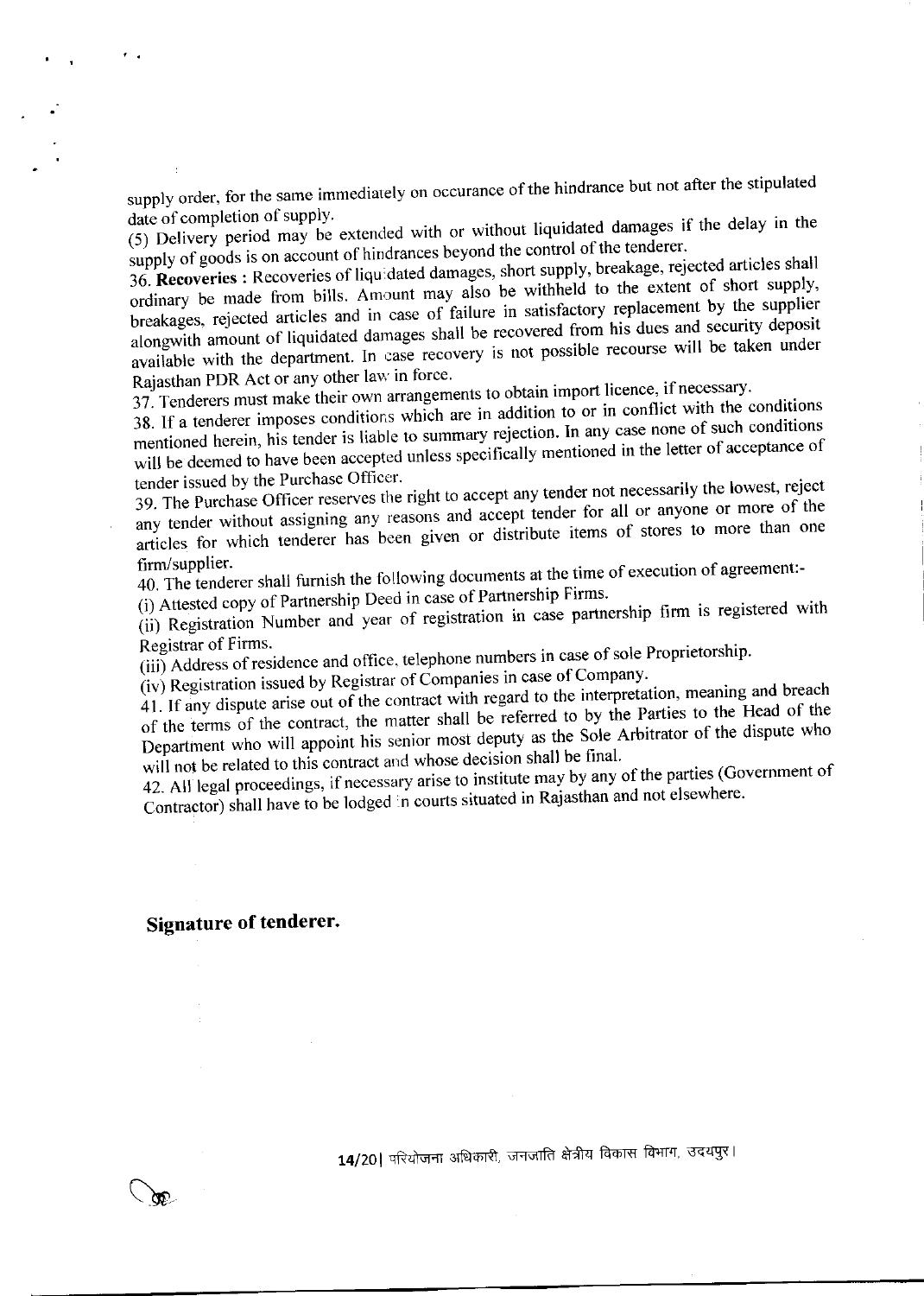supply order, for the same immediately on occurance of the hindrance but not after the stipulated date of completion of supply.

(5) Delivery period may be extended with or without liquidated damages if the delay in the supply of goods is on account of hindrances beyond the control of the tenderer.

36. **Recoveries :** Recoveries of liquidated damages, short supply, breakage, rejected articles shall ordinary be made from bills. Amount may also be withheld to the extent of short supply, breakages, rejected articles and in case of failure in satisfactory replacement by the supplier alongwith amount of liquidated damages shall be recovered from his dues and security deposit available with the department. In case recovery is not possible recourse will be taken under Rajasthan PDR Act or any other law in force.

37. Tenderers must make their own arrangements to obtain import licence, if necessary.

38. If a tenderer imposes conditions which are in addition to or in conflict with the conditions mentioned herein, his tender is liable to summary rejection. In any case none of such conditions will be deemed to have been accepted unless specifically mentioned in the letter of acceptance of tender issued by the Purchase Officer.

39. The Purchase Officer reserves the right to accept any tender not necessarily the lowest, reject any tender without assigning any reasons and accept tender for all or anyone or more of the articles for which tenderer has been given or distribute items of stores to more than one firm/supplier.

40. The tenderer shall furnish the following documents at the time of execution of agreement:-

(i) Attested copy of Partnership Deed in case of Partnership Firms.

(ii) Registration Number and year of registration in case partnership firm is registered with Registrar of Firms.

(iii) Address of residence and office, telephone numbers in case of sole Proprietorship.

(iv) Registration issued by Registrar of Companies in case of Company.

41. If any dispute arise out of the contract with regard to the interpretation, meaning and breach of the terms of the contract, the matter shall be referred to by the Parties to the Head of the Department who will appoint his senior most deputy as the Sole Arbitrator of the dispute who will not be related to this contract and whose decision shall be final.

42. All legal proceedings, if necessary arise to institute may by any of the parties (Government of Contractor) shall have to be lodged in courts situated in Rajasthan and not elsewhere.

**Signature of tenderer.**

परियोजना अधिकारी, जनजाति क्षेत्रीय विकास विभाग, उदयपुर।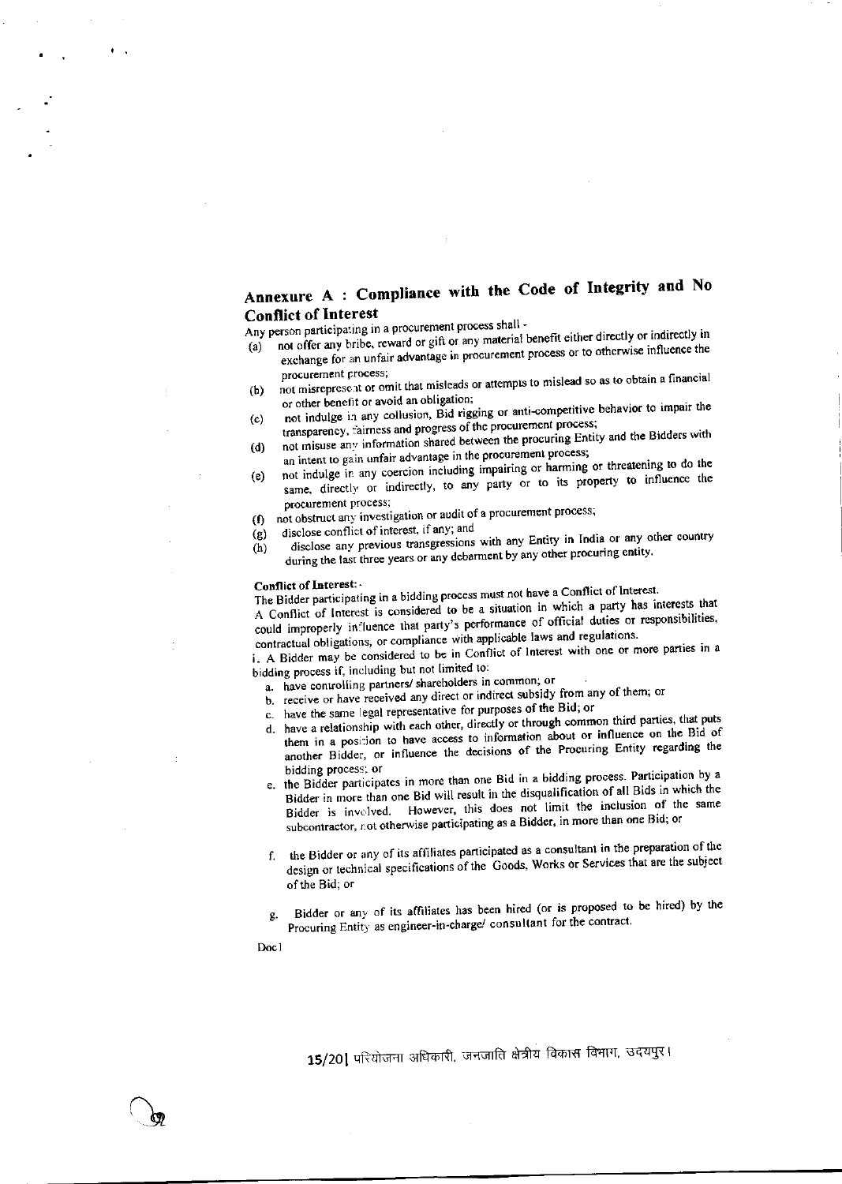## Annexure A : Compliance with the Code of Integrity and No Conflict of Interest

Any person participating in a procurement process shall -

(a) not offer any bribe, reward or gift or any material benefit either directly or indirectly in exchange for an unfair advantage in procurement process or to otherwise influence the procurement process;

(b) not misrepresent or omit that misleads or attempts to mislead so as to obtain a financial or other benefit or avoid an obligation;

(c) not indulge in any collusion, Bid rigging or anti-competitive behavior to impair the transparency, fairness and progress of the procurement process;

(d) not misuse any information shared between the procuring Entity and the Bidders with an intent to gain unfair advantage in the procurement process;

(e) not indulge in any coercion including impairing or harming or threatening to do the same, directly or indirectly, to any party or to its property to influence the procurement process;

(f) not obstruct any investigation or audit of a procurement process;

(g) disclose conflict of interest, if any; and

(h) disclose any previous transgressions with any Entity in India or any other country during the last three years or any debarment by any other procuring entity.

**Conflict of Interest:-**

The Bidder participating in a bidding process must not have a Conflict of Interest.

A Conflict of Interest is considered to be a situation in which a party has interests that could improperly influence that party's performance of official duties or responsibilities, contractual obligations, or compliance with applicable laws and regulations.

i. A Bidder may be considered to be in Conflict of Interest with one or more parties in a bidding process if, including but not limited to:

a. have controlling partners/ shareholders in common; or

b. receive or have received any direct or indirect subsidy from any of them; or

c. have the same legal representative for purposes of the Bid; or

d. have a relationship with each other, directly or through common third parties, that puts them in a position to have access to information about or influence on the Bid of another Bidder, or influence the decisions of the Procuring Entity regarding the bidding process; or

e. the Bidder participates in more than one Bid in a bidding process. Participation by a Bidder in more than one Bid will result in the disqualification of all Bids in which the Bidder is involved. However, this does not limit the inclusion of the same subcontractor, not otherwise participating as a Bidder, in more than one Bid; or

f. the Bidder or any of its affiliates participated as a consultant in the preparation of the design or technical specifications of the Goods, Works or Services that are the subject of the Bid; or

g. Bidder or any of its affiliates has been hired (or is proposed to be hired) by the Procuring Entity as engineer-in-charge/ consultant for the contract.

Doc1

15/20| परियोजना अधिकारी, जनजाति क्षेत्रीय विकास विभाग, उदयपुर।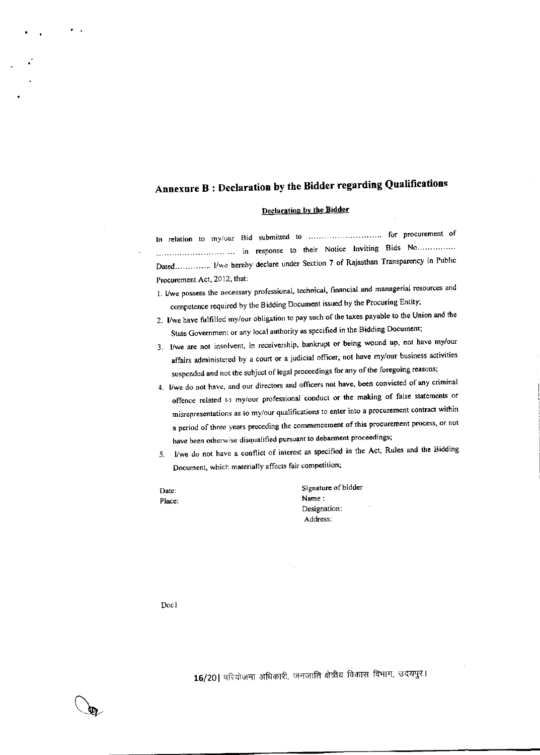# Annexure B : Declaration by the Bidder regarding Qualifications

**Declaration by the Bidder**

In relation to my/our Bid submitted to .......................... for procurement of .......................... in response to their Notice Inviting Bids No.............. Dated............. I/we hereby declare under Section 7 of Rajasthan Transparency in Public Procurement Act, 2012, that:

1. I/we possess the necessary professional, technical, financial and managerial resources and competence required by the Bidding Document issued by the Procuring Entity;
2. I/we have fulfilled my/our obligation to pay such of the taxes payable to the Union and the State Government or any local authority as specified in the Bidding Document;
3. I/we are not insolvent, in receivership, bankrupt or being wound up, not have my/our affairs administered by a court or a judicial officer, not have my/our business activities suspended and not the subject of legal proceedings for any of the foregoing reasons;
4. I/we do not have, and our directors and officers not have, been convicted of any criminal offence related to my/our professional conduct or the making of false statements or misrepresentations as to my/our qualifications to enter into a procurement contract within a period of three years preceding the commencement of this procurement process, or not have been otherwise disqualified pursuant to debarment proceedings;
5. I/we do not have a conflict of interest as specified in the Act, Rules and the Bidding Document, which materially affects fair competition;

Date:
Place:

Signature of bidder
Name :
Designation:
Address:

Doc1

परियोजना अधिकारी, जनजाति क्षेत्रीय विकास विभाग, उदयपुर।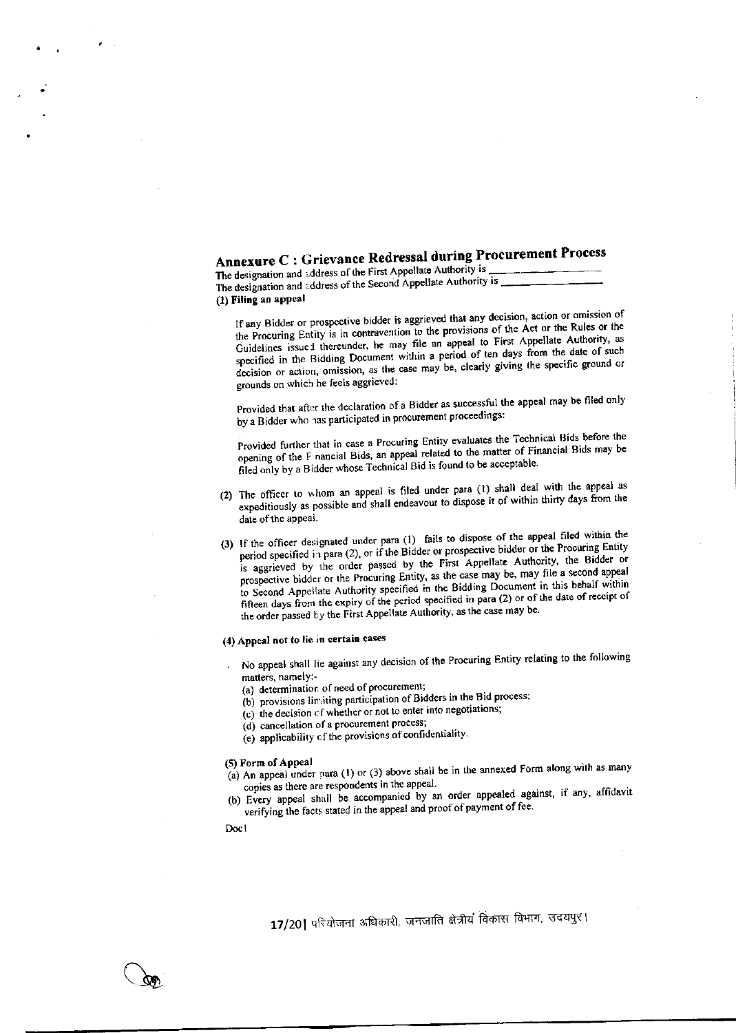## Annexure C : Grievance Redressal during Procurement Process

The designation and address of the First Appellate Authority is \_\_\_\_\_\_\_\_\_\_\_\_\_\_\_\_

The designation and address of the Second Appellate Authority is \_\_\_\_\_\_\_\_\_\_\_\_\_\_\_\_

**(1) Filing an appeal**

If any Bidder or prospective bidder is aggrieved that any decision, action or omission of the Procuring Entity is in contravention to the provisions of the Act or the Rules or the Guidelines issued thereunder, he may file an appeal to First Appellate Authority, as specified in the Bidding Document within a period of ten days from the date of such decision or action, omission, as the case may be, clearly giving the specific ground or grounds on which he feels aggrieved:

Provided that after the declaration of a Bidder as successful the appeal may be filed only by a Bidder who has participated in procurement proceedings:

Provided further that in case a Procuring Entity evaluates the Technical Bids before the opening of the Financial Bids, an appeal related to the matter of Financial Bids may be filed only by a Bidder whose Technical Bid is found to be acceptable.

(2) The officer to whom an appeal is filed under para (1) shall deal with the appeal as expeditiously as possible and shall endeavour to dispose it of within thirty days from the date of the appeal.

(3) If the officer designated under para (1) fails to dispose of the appeal filed within the period specified in para (2), or if the Bidder or prospective bidder or the Procuring Entity is aggrieved by the order passed by the First Appellate Authority, the Bidder or prospective bidder or the Procuring Entity, as the case may be, may file a second appeal to Second Appellate Authority specified in the Bidding Document in this behalf within fifteen days from the expiry of the period specified in para (2) or of the date of receipt of the order passed by the First Appellate Authority, as the case may be.

**(4) Appeal not to lie in certain cases**

No appeal shall lie against any decision of the Procuring Entity relating to the following matters, namely:-

(a) determination of need of procurement;
(b) provisions limiting participation of Bidders in the Bid process;
(c) the decision of whether or not to enter into negotiations;
(d) cancellation of a procurement process;
(e) applicability of the provisions of confidentiality.

**(5) Form of Appeal**

(a) An appeal under para (1) or (3) above shall be in the annexed Form along with as many copies as there are respondents in the appeal.
(b) Every appeal shall be accompanied by an order appealed against, if any, affidavit verifying the facts stated in the appeal and proof of payment of fee.

Doc1

परियोजना अधिकारी, जनजाति क्षेत्रीय विकास विभाग, उदयपुर।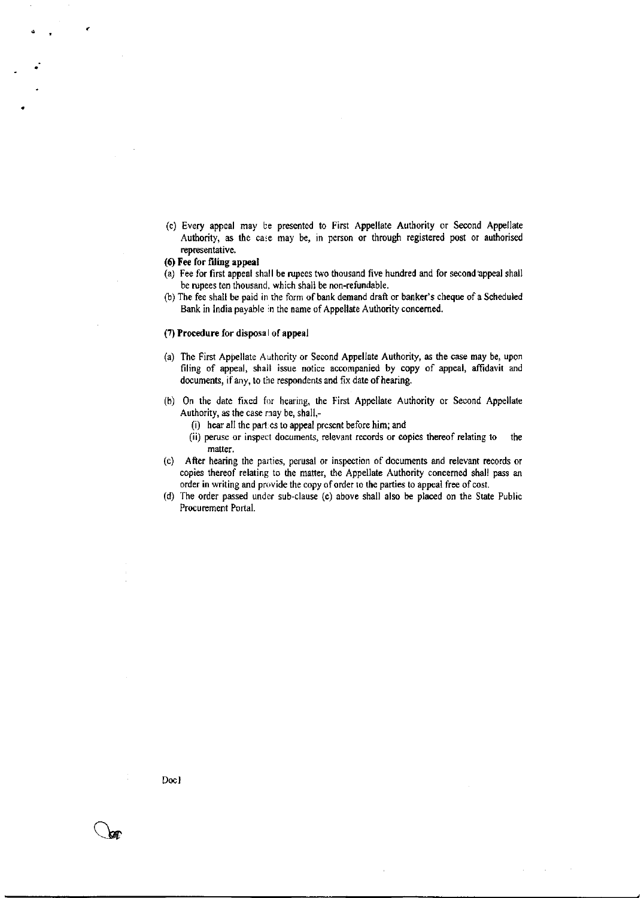(c) Every appeal may be presented to First Appellate Authority or Second Appellate Authority, as the case may be, in person or through registered post or authorised representative.

**(6) Fee for filing appeal**

(a) Fee for first appeal shall be rupees two thousand five hundred and for second appeal shall be rupees ten thousand, which shall be non-refundable.

(b) The fee shall be paid in the form of bank demand draft or banker's cheque of a Scheduled Bank in India payable in the name of Appellate Authority concerned.

**(7) Procedure for disposal of appeal**

(a) The First Appellate Authority or Second Appellate Authority, as the case may be, upon filing of appeal, shall issue notice accompanied by copy of appeal, affidavit and documents, if any, to the respondents and fix date of hearing.

(b) On the date fixed for hearing, the First Appellate Authority or Second Appellate Authority, as the case may be, shall,-

(i) hear all the parties to appeal present before him; and

(ii) peruse or inspect documents, relevant records or copies thereof relating to the matter.

(c) After hearing the parties, perusal or inspection of documents and relevant records or copies thereof relating to the matter, the Appellate Authority concerned shall pass an order in writing and provide the copy of order to the parties to appeal free of cost.

(d) The order passed under sub-clause (c) above shall also be placed on the State Public Procurement Portal.

Doc1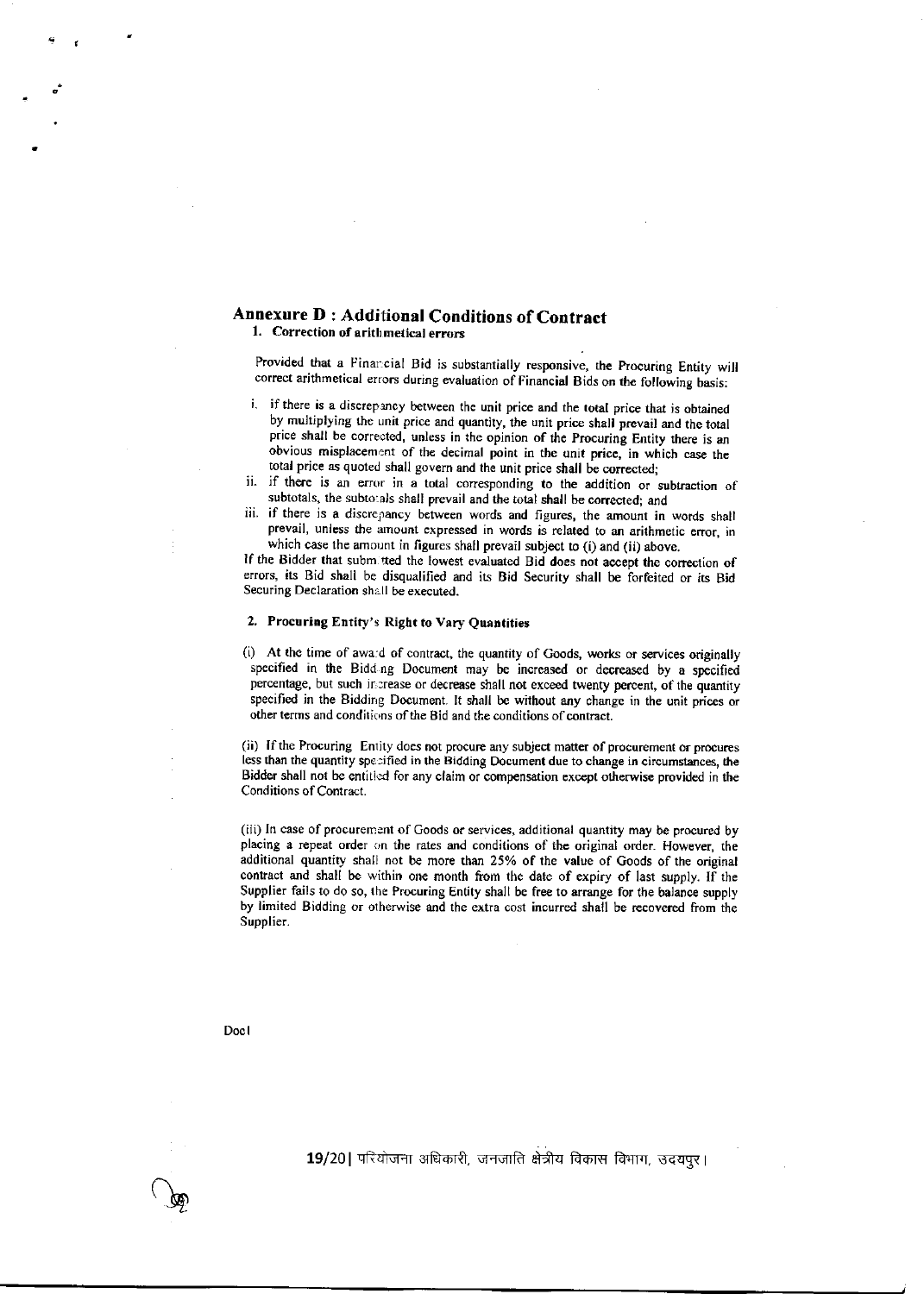## Annexure D : Additional Conditions of Contract

### 1. Correction of arithmetical errors

Provided that a Financial Bid is substantially responsive, the Procuring Entity will correct arithmetical errors during evaluation of Financial Bids on the following basis:

i. if there is a discrepancy between the unit price and the total price that is obtained by multiplying the unit price and quantity, the unit price shall prevail and the total price shall be corrected, unless in the opinion of the Procuring Entity there is an obvious misplacement of the decimal point in the unit price, in which case the total price as quoted shall govern and the unit price shall be corrected;

ii. if there is an error in a total corresponding to the addition or subtraction of subtotals, the subtotals shall prevail and the total shall be corrected; and

iii. if there is a discrepancy between words and figures, the amount in words shall prevail, unless the amount expressed in words is related to an arithmetic error, in which case the amount in figures shall prevail subject to (i) and (ii) above.

If the Bidder that submitted the lowest evaluated Bid does not accept the correction of errors, its Bid shall be disqualified and its Bid Security shall be forfeited or its Bid Securing Declaration shall be executed.

### 2. Procuring Entity's Right to Vary Quantities

(i) At the time of award of contract, the quantity of Goods, works or services originally specified in the Bidding Document may be increased or decreased by a specified percentage, but such increase or decrease shall not exceed twenty percent, of the quantity specified in the Bidding Document. It shall be without any change in the unit prices or other terms and conditions of the Bid and the conditions of contract.

(ii) If the Procuring Entity does not procure any subject matter of procurement or procures less than the quantity specified in the Bidding Document due to change in circumstances, the Bidder shall not be entitled for any claim or compensation except otherwise provided in the Conditions of Contract.

(iii) In case of procurement of Goods or services, additional quantity may be procured by placing a repeat order on the rates and conditions of the original order. However, the additional quantity shall not be more than 25% of the value of Goods of the original contract and shall be within one month from the date of expiry of last supply. If the Supplier fails to do so, the Procuring Entity shall be free to arrange for the balance supply by limited Bidding or otherwise and the extra cost incurred shall be recovered from the Supplier.

Doc1